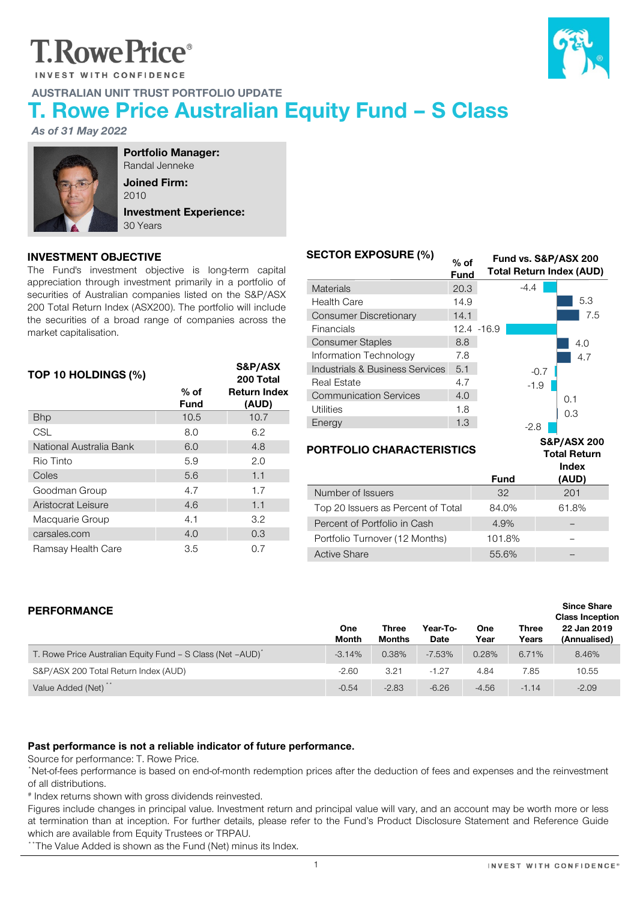# T. Rowe Price

INVEST WITH CONFIDENCE

AUSTRALIAN UNIT TRUST PORTFOLIO UPDATE

# T. Rowe Price Australian Equity Fund – S Class

*As of 31 May 2022*

**Portfolio Manager:**
Randal Jenneke

**Joined Firm:**
2010

**Investment Experience:**
30 Years

## INVESTMENT OBJECTIVE

The Fund's investment objective is long-term capital appreciation through investment primarily in a portfolio of securities of Australian companies listed on the S&P/ASX 200 Total Return Index (ASX200). The portfolio will include the securities of a broad range of companies across the market capitalisation.

## TOP 10 HOLDINGS (%)

| | % of Fund | S&P/ASX 200 Total Return Index (AUD) |
|---|---|---|
| Bhp | 10.5 | 10.7 |
| CSL | 8.0 | 6.2 |
| National Australia Bank | 6.0 | 4.8 |
| Rio Tinto | 5.9 | 2.0 |
| Coles | 5.6 | 1.1 |
| Goodman Group | 4.7 | 1.7 |
| Aristocrat Leisure | 4.6 | 1.1 |
| Macquarie Group | 4.1 | 3.2 |
| carsales.com | 4.0 | 0.3 |
| Ramsay Health Care | 3.5 | 0.7 |

## SECTOR EXPOSURE (%)

| | % of Fund | Fund vs. S&P/ASX 200 Total Return Index (AUD) |
|---|---|---|
| Materials | 20.3 | -4.4 |
| Health Care | 14.9 | 5.3 |
| Consumer Discretionary | 14.1 | 7.5 |
| Financials | 12.4 | -16.9 |
| Consumer Staples | 8.8 | 4.0 |
| Information Technology | 7.8 | 4.7 |
| Industrials & Business Services | 5.1 | -0.7 |
| Real Estate | 4.7 | -1.9 |
| Communication Services | 4.0 | 0.1 |
| Utilities | 1.8 | 0.3 |
| Energy | 1.3 | -2.8 |

## PORTFOLIO CHARACTERISTICS

| | Fund | S&P/ASX 200 Total Return Index (AUD) |
|---|---|---|
| Number of Issuers | 32 | 201 |
| Top 20 Issuers as Percent of Total | 84.0% | 61.8% |
| Percent of Portfolio in Cash | 4.9% | – |
| Portfolio Turnover (12 Months) | 101.8% | – |
| Active Share | 55.6% | – |

## PERFORMANCE

| | One Month | Three Months | Year-To-Date | One Year | Three Years | Since Share Class Inception 22 Jan 2019 (Annualised) |
|---|---|---|---|---|---|---|
| T. Rowe Price Australian Equity Fund – S Class (Net –AUD)* | -3.14% | 0.38% | -7.53% | 0.28% | 6.71% | 8.46% |
| S&P/ASX 200 Total Return Index (AUD) | -2.60 | 3.21 | -1.27 | 4.84 | 7.85 | 10.55 |
| Value Added (Net)** | -0.54 | -2.83 | -6.26 | -4.56 | -1.14 | -2.09 |

**Past performance is not a reliable indicator of future performance.**

Source for performance: T. Rowe Price.

*Net-of-fees performance is based on end-of-month redemption prices after the deduction of fees and expenses and the reinvestment of all distributions.

# Index returns shown with gross dividends reinvested.

Figures include changes in principal value. Investment return and principal value will vary, and an account may be worth more or less at termination than at inception. For further details, please refer to the Fund's Product Disclosure Statement and Reference Guide which are available from Equity Trustees or TRPAU.

**The Value Added is shown as the Fund (Net) minus its Index.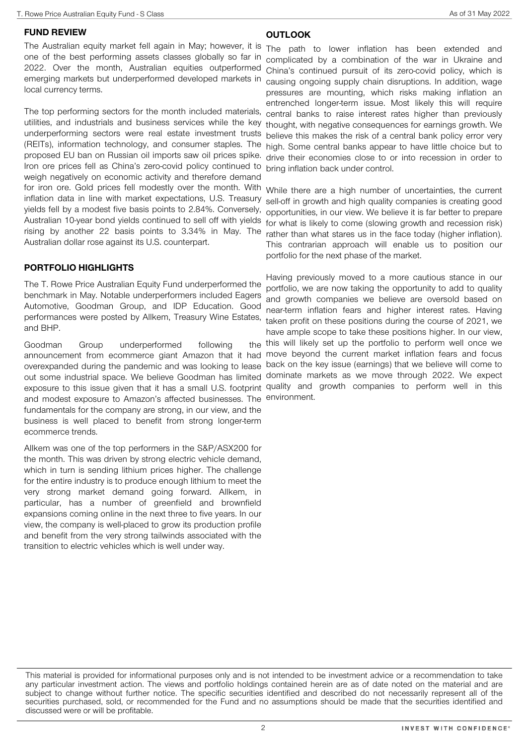## FUND REVIEW

The Australian equity market fell again in May; however, it is one of the best performing assets classes globally so far in 2022. Over the month, Australian equities outperformed emerging markets but underperformed developed markets in local currency terms.

The top performing sectors for the month included materials, utilities, and industrials and business services while the key underperforming sectors were real estate investment trusts (REITs), information technology, and consumer staples. The proposed EU ban on Russian oil imports saw oil prices spike. Iron ore prices fell as China's zero-covid policy continued to weigh negatively on economic activity and therefore demand for iron ore. Gold prices fell modestly over the month. With inflation data in line with market expectations, U.S. Treasury yields fell by a modest five basis points to 2.84%. Conversely, Australian 10-year bond yields continued to sell off with yields rising by another 22 basis points to 3.34% in May. The Australian dollar rose against its U.S. counterpart.

## PORTFOLIO HIGHLIGHTS

The T. Rowe Price Australian Equity Fund underperformed the benchmark in May. Notable underperformers included Eagers Automotive, Goodman Group, and IDP Education. Good performances were posted by Allkem, Treasury Wine Estates, and BHP.

Goodman Group underperformed following the announcement from ecommerce giant Amazon that it had overexpanded during the pandemic and was looking to lease out some industrial space. We believe Goodman has limited exposure to this issue given that it has a small U.S. footprint and modest exposure to Amazon's affected businesses. The fundamentals for the company are strong, in our view, and the business is well placed to benefit from strong longer-term ecommerce trends.

Allkem was one of the top performers in the S&P/ASX200 for the month. This was driven by strong electric vehicle demand, which in turn is sending lithium prices higher. The challenge for the entire industry is to produce enough lithium to meet the very strong market demand going forward. Allkem, in particular, has a number of greenfield and brownfield expansions coming online in the next three to five years. In our view, the company is well-placed to grow its production profile and benefit from the very strong tailwinds associated with the transition to electric vehicles which is well under way.

## OUTLOOK

The path to lower inflation has been extended and complicated by a combination of the war in Ukraine and China's continued pursuit of its zero-covid policy, which is causing ongoing supply chain disruptions. In addition, wage pressures are mounting, which risks making inflation an entrenched longer-term issue. Most likely this will require central banks to raise interest rates higher than previously thought, with negative consequences for earnings growth. We believe this makes the risk of a central bank policy error very high. Some central banks appear to have little choice but to drive their economies close to or into recession in order to bring inflation back under control.

While there are a high number of uncertainties, the current sell-off in growth and high quality companies is creating good opportunities, in our view. We believe it is far better to prepare for what is likely to come (slowing growth and recession risk) rather than what stares us in the face today (higher inflation). This contrarian approach will enable us to position our portfolio for the next phase of the market.

Having previously moved to a more cautious stance in our portfolio, we are now taking the opportunity to add to quality and growth companies we believe are oversold based on near-term inflation fears and higher interest rates. Having taken profit on these positions during the course of 2021, we have ample scope to take these positions higher. In our view, this will likely set up the portfolio to perform well once we move beyond the current market inflation fears and focus back on the key issue (earnings) that we believe will come to dominate markets as we move through 2022. We expect quality and growth companies to perform well in this environment.

This material is provided for informational purposes only and is not intended to be investment advice or a recommendation to take any particular investment action. The views and portfolio holdings contained herein are as of date noted on the material and are subject to change without further notice. The specific securities identified and described do not necessarily represent all of the securities purchased, sold, or recommended for the Fund and no assumptions should be made that the securities identified and discussed were or will be profitable.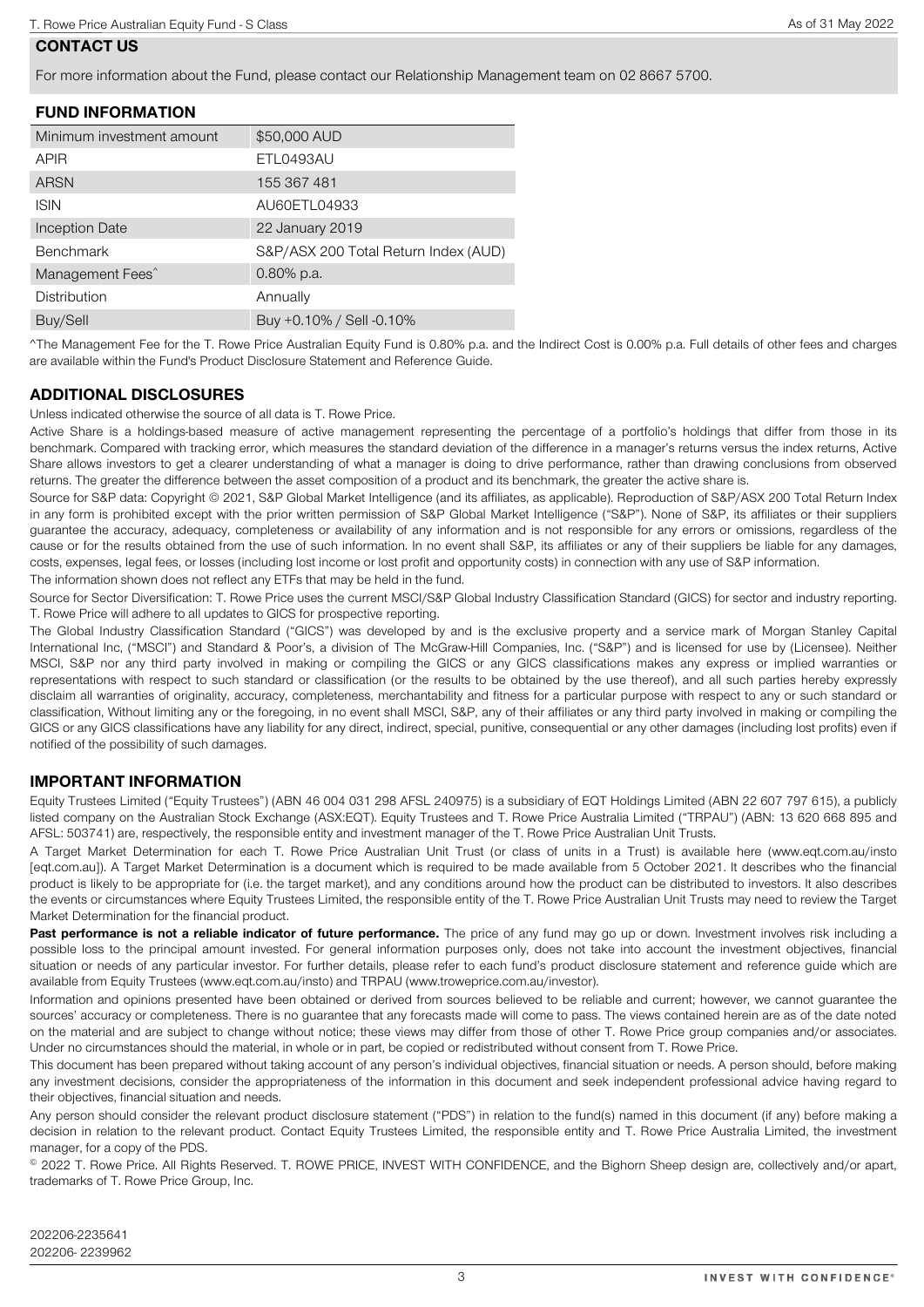## CONTACT US

For more information about the Fund, please contact our Relationship Management team on 02 8667 5700.

## FUND INFORMATION

| | |
|---|---|
| Minimum investment amount | $50,000 AUD |
| APIR | ETL0493AU |
| ARSN | 155 367 481 |
| ISIN | AU60ETL04933 |
| Inception Date | 22 January 2019 |
| Benchmark | S&P/ASX 200 Total Return Index (AUD) |
| Management Fees^ | 0.80% p.a. |
| Distribution | Annually |
| Buy/Sell | Buy +0.10% / Sell -0.10% |

^The Management Fee for the T. Rowe Price Australian Equity Fund is 0.80% p.a. and the Indirect Cost is 0.00% p.a. Full details of other fees and charges are available within the Fund's Product Disclosure Statement and Reference Guide.

## ADDITIONAL DISCLOSURES

Unless indicated otherwise the source of all data is T. Rowe Price.

Active Share is a holdings-based measure of active management representing the percentage of a portfolio's holdings that differ from those in its benchmark. Compared with tracking error, which measures the standard deviation of the difference in a manager's returns versus the index returns, Active Share allows investors to get a clearer understanding of what a manager is doing to drive performance, rather than drawing conclusions from observed returns. The greater the difference between the asset composition of a product and its benchmark, the greater the active share is.

Source for S&P data: Copyright © 2021, S&P Global Market Intelligence (and its affiliates, as applicable). Reproduction of S&P/ASX 200 Total Return Index in any form is prohibited except with the prior written permission of S&P Global Market Intelligence ("S&P"). None of S&P, its affiliates or their suppliers guarantee the accuracy, adequacy, completeness or availability of any information and is not responsible for any errors or omissions, regardless of the cause or for the results obtained from the use of such information. In no event shall S&P, its affiliates or any of their suppliers be liable for any damages, costs, expenses, legal fees, or losses (including lost income or lost profit and opportunity costs) in connection with any use of S&P information.

The information shown does not reflect any ETFs that may be held in the fund.

Source for Sector Diversification: T. Rowe Price uses the current MSCI/S&P Global Industry Classification Standard (GICS) for sector and industry reporting. T. Rowe Price will adhere to all updates to GICS for prospective reporting.

The Global Industry Classification Standard ("GICS") was developed by and is the exclusive property and a service mark of Morgan Stanley Capital International Inc, ("MSCI") and Standard & Poor's, a division of The McGraw-Hill Companies, Inc. ("S&P") and is licensed for use by (Licensee). Neither MSCI, S&P nor any third party involved in making or compiling the GICS or any GICS classifications makes any express or implied warranties or representations with respect to such standard or classification (or the results to be obtained by the use thereof), and all such parties hereby expressly disclaim all warranties of originality, accuracy, completeness, merchantability and fitness for a particular purpose with respect to any or such standard or classification, Without limiting any or the foregoing, in no event shall MSCI, S&P, any of their affiliates or any third party involved in making or compiling the GICS or any GICS classifications have any liability for any direct, indirect, special, punitive, consequential or any other damages (including lost profits) even if notified of the possibility of such damages.

## IMPORTANT INFORMATION

Equity Trustees Limited ("Equity Trustees") (ABN 46 004 031 298 AFSL 240975) is a subsidiary of EQT Holdings Limited (ABN 22 607 797 615), a publicly listed company on the Australian Stock Exchange (ASX:EQT). Equity Trustees and T. Rowe Price Australia Limited ("TRPAU") (ABN: 13 620 668 895 and AFSL: 503741) are, respectively, the responsible entity and investment manager of the T. Rowe Price Australian Unit Trusts.

A Target Market Determination for each T. Rowe Price Australian Unit Trust (or class of units in a Trust) is available here (www.eqt.com.au/insto [eqt.com.au]). A Target Market Determination is a document which is required to be made available from 5 October 2021. It describes who the financial product is likely to be appropriate for (i.e. the target market), and any conditions around how the product can be distributed to investors. It also describes the events or circumstances where Equity Trustees Limited, the responsible entity of the T. Rowe Price Australian Unit Trusts may need to review the Target Market Determination for the financial product.

**Past performance is not a reliable indicator of future performance.** The price of any fund may go up or down. Investment involves risk including a possible loss to the principal amount invested. For general information purposes only, does not take into account the investment objectives, financial situation or needs of any particular investor. For further details, please refer to each fund's product disclosure statement and reference guide which are available from Equity Trustees (www.eqt.com.au/insto) and TRPAU (www.troweprice.com.au/investor).

Information and opinions presented have been obtained or derived from sources believed to be reliable and current; however, we cannot guarantee the sources' accuracy or completeness. There is no guarantee that any forecasts made will come to pass. The views contained herein are as of the date noted on the material and are subject to change without notice; these views may differ from those of other T. Rowe Price group companies and/or associates. Under no circumstances should the material, in whole or in part, be copied or redistributed without consent from T. Rowe Price.

This document has been prepared without taking account of any person's individual objectives, financial situation or needs. A person should, before making any investment decisions, consider the appropriateness of the information in this document and seek independent professional advice having regard to their objectives, financial situation and needs.

Any person should consider the relevant product disclosure statement ("PDS") in relation to the fund(s) named in this document (if any) before making a decision in relation to the relevant product. Contact Equity Trustees Limited, the responsible entity and T. Rowe Price Australia Limited, the investment manager, for a copy of the PDS.

© 2022 T. Rowe Price. All Rights Reserved. T. ROWE PRICE, INVEST WITH CONFIDENCE, and the Bighorn Sheep design are, collectively and/or apart, trademarks of T. Rowe Price Group, Inc.

202206-2235641
202206- 2239962